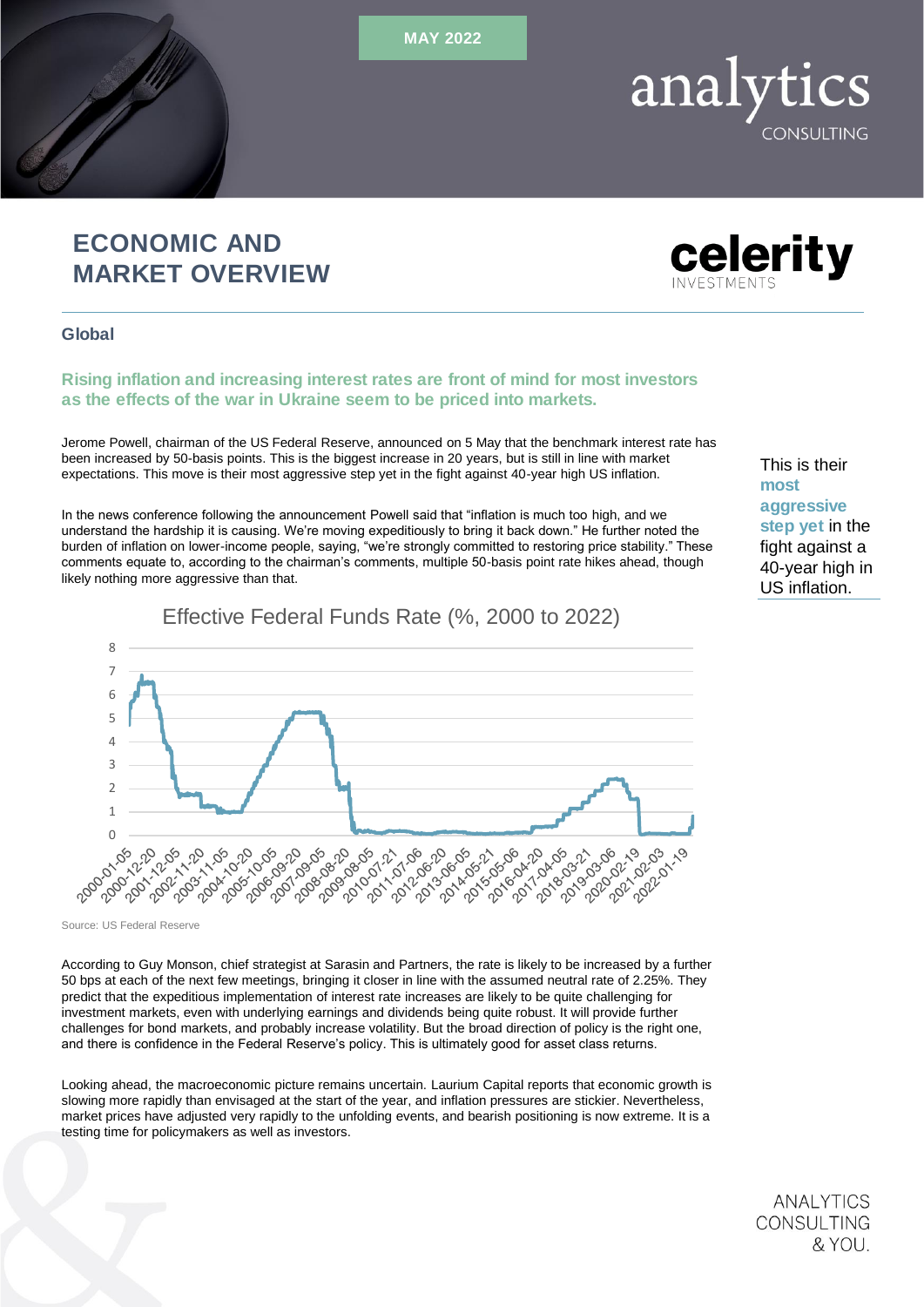MAY 2022

# ECONOMIC AND MARKET OVERVIEW

## Global

**Rising inflation and increasing interest rates are front of mind for most investors as the effects of the war in Ukraine seem to be priced into markets.**

Jerome Powell, chairman of the US Federal Reserve, announced on 5 May that the benchmark interest rate has been increased by 50-basis points. This is the biggest increase in 20 years, but is still in line with market expectations. This move is their most aggressive step yet in the fight against 40-year high US inflation.

This is their **most aggressive step yet** in the fight against a 40-year high in US inflation.

In the news conference following the announcement Powell said that "inflation is much too high, and we understand the hardship it is causing. We're moving expeditiously to bring it back down." He further noted the burden of inflation on lower-income people, saying, "we're strongly committed to restoring price stability." These comments equate to, according to the chairman's comments, multiple 50-basis point rate hikes ahead, though likely nothing more aggressive than that.

Effective Federal Funds Rate (%, 2000 to 2022)

Source: US Federal Reserve

According to Guy Monson, chief strategist at Sarasin and Partners, the rate is likely to be increased by a further 50 bps at each of the next few meetings, bringing it closer in line with the assumed neutral rate of 2.25%. They predict that the expeditious implementation of interest rate increases are likely to be quite challenging for investment markets, even with underlying earnings and dividends being quite robust. It will provide further challenges for bond markets, and probably increase volatility. But the broad direction of policy is the right one, and there is confidence in the Federal Reserve's policy. This is ultimately good for asset class returns.

Looking ahead, the macroeconomic picture remains uncertain. Laurium Capital reports that economic growth is slowing more rapidly than envisaged at the start of the year, and inflation pressures are stickier. Nevertheless, market prices have adjusted very rapidly to the unfolding events, and bearish positioning is now extreme. It is a testing time for policymakers as well as investors.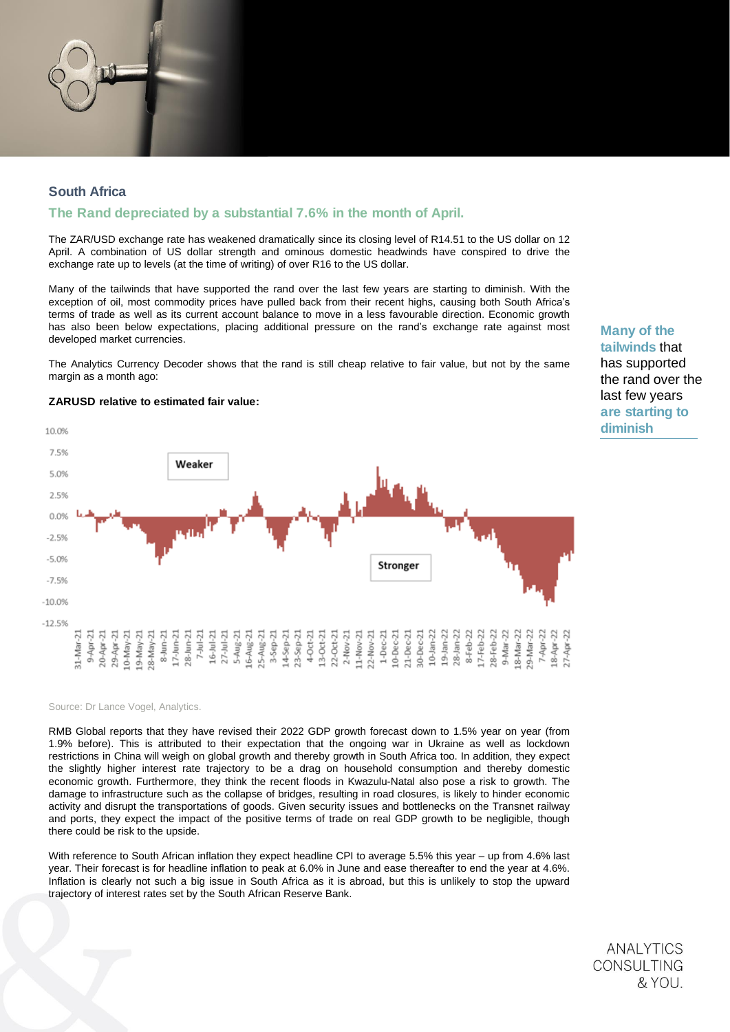## South Africa

### The Rand depreciated by a substantial 7.6% in the month of April.

The ZAR/USD exchange rate has weakened dramatically since its closing level of R14.51 to the US dollar on 12 April. A combination of US dollar strength and ominous domestic headwinds have conspired to drive the exchange rate up to levels (at the time of writing) of over R16 to the US dollar.

Many of the tailwinds that have supported the rand over the last few years are starting to diminish. With the exception of oil, most commodity prices have pulled back from their recent highs, causing both South Africa's terms of trade as well as its current account balance to move in a less favourable direction. Economic growth has also been below expectations, placing additional pressure on the rand's exchange rate against most developed market currencies.

> **Many of the tailwinds** that has supported the rand over the last few years **are starting to diminish**

The Analytics Currency Decoder shows that the rand is still cheap relative to fair value, but not by the same margin as a month ago:

**ZARUSD relative to estimated fair value:**

Source: Dr Lance Vogel, Analytics.

RMB Global reports that they have revised their 2022 GDP growth forecast down to 1.5% year on year (from 1.9% before). This is attributed to their expectation that the ongoing war in Ukraine as well as lockdown restrictions in China will weigh on global growth and thereby growth in South Africa too. In addition, they expect the slightly higher interest rate trajectory to be a drag on household consumption and thereby domestic economic growth. Furthermore, they think the recent floods in Kwazulu-Natal also pose a risk to growth. The damage to infrastructure such as the collapse of bridges, resulting in road closures, is likely to hinder economic activity and disrupt the transportations of goods. Given security issues and bottlenecks on the Transnet railway and ports, they expect the impact of the positive terms of trade on real GDP growth to be negligible, though there could be risk to the upside.

With reference to South African inflation they expect headline CPI to average 5.5% this year – up from 4.6% last year. Their forecast is for headline inflation to peak at 6.0% in June and ease thereafter to end the year at 4.6%. Inflation is clearly not such a big issue in South Africa as it is abroad, but this is unlikely to stop the upward trajectory of interest rates set by the South African Reserve Bank.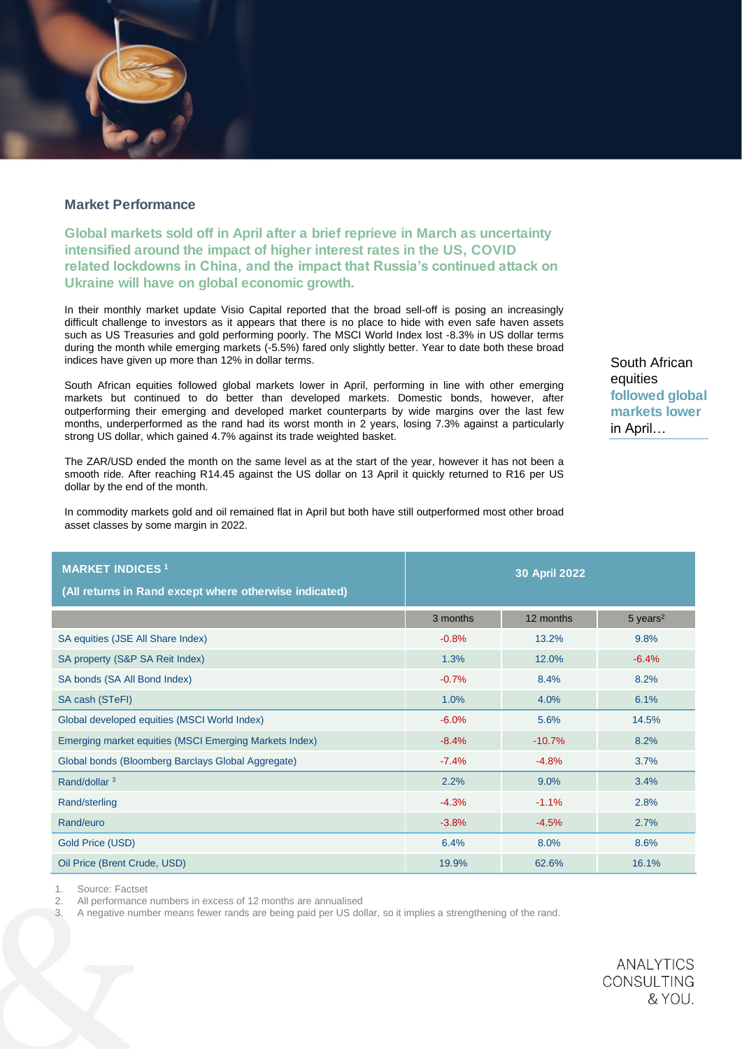## Market Performance

**Global markets sold off in April after a brief reprieve in March as uncertainty intensified around the impact of higher interest rates in the US, COVID related lockdowns in China, and the impact that Russia's continued attack on Ukraine will have on global economic growth.**

In their monthly market update Visio Capital reported that the broad sell-off is posing an increasingly difficult challenge to investors as it appears that there is no place to hide with even safe haven assets such as US Treasuries and gold performing poorly. The MSCI World Index lost -8.3% in US dollar terms during the month while emerging markets (-5.5%) fared only slightly better. Year to date both these broad indices have given up more than 12% in dollar terms.

South African equities followed global markets lower in April, performing in line with other emerging markets but continued to do better than developed markets. Domestic bonds, however, after outperforming their emerging and developed market counterparts by wide margins over the last few months, underperformed as the rand had its worst month in 2 years, losing 7.3% against a particularly strong US dollar, which gained 4.7% against its trade weighted basket.

South African equities **followed global markets lower** in April…

The ZAR/USD ended the month on the same level as at the start of the year, however it has not been a smooth ride. After reaching R14.45 against the US dollar on 13 April it quickly returned to R16 per US dollar by the end of the month.

In commodity markets gold and oil remained flat in April but both have still outperformed most other broad asset classes by some margin in 2022.

| MARKET INDICES [1] (All returns in Rand except where otherwise indicated) | 30 April 2022 | | |
|---|---|---|---|
| | 3 months | 12 months | 5 years[2] |
| SA equities (JSE All Share Index) | -0.8% | 13.2% | 9.8% |
| SA property (S&P SA Reit Index) | 1.3% | 12.0% | -6.4% |
| SA bonds (SA All Bond Index) | -0.7% | 8.4% | 8.2% |
| SA cash (STeFI) | 1.0% | 4.0% | 6.1% |
| Global developed equities (MSCI World Index) | -6.0% | 5.6% | 14.5% |
| Emerging market equities (MSCI Emerging Markets Index) | -8.4% | -10.7% | 8.2% |
| Global bonds (Bloomberg Barclays Global Aggregate) | -7.4% | -4.8% | 3.7% |
| Rand/dollar [3] | 2.2% | 9.0% | 3.4% |
| Rand/sterling | -4.3% | -1.1% | 2.8% |
| Rand/euro | -3.8% | -4.5% | 2.7% |
| Gold Price (USD) | 6.4% | 8.0% | 8.6% |
| Oil Price (Brent Crude, USD) | 19.9% | 62.6% | 16.1% |

1. Source: Factset
2. All performance numbers in excess of 12 months are annualised
3. A negative number means fewer rands are being paid per US dollar, so it implies a strengthening of the rand.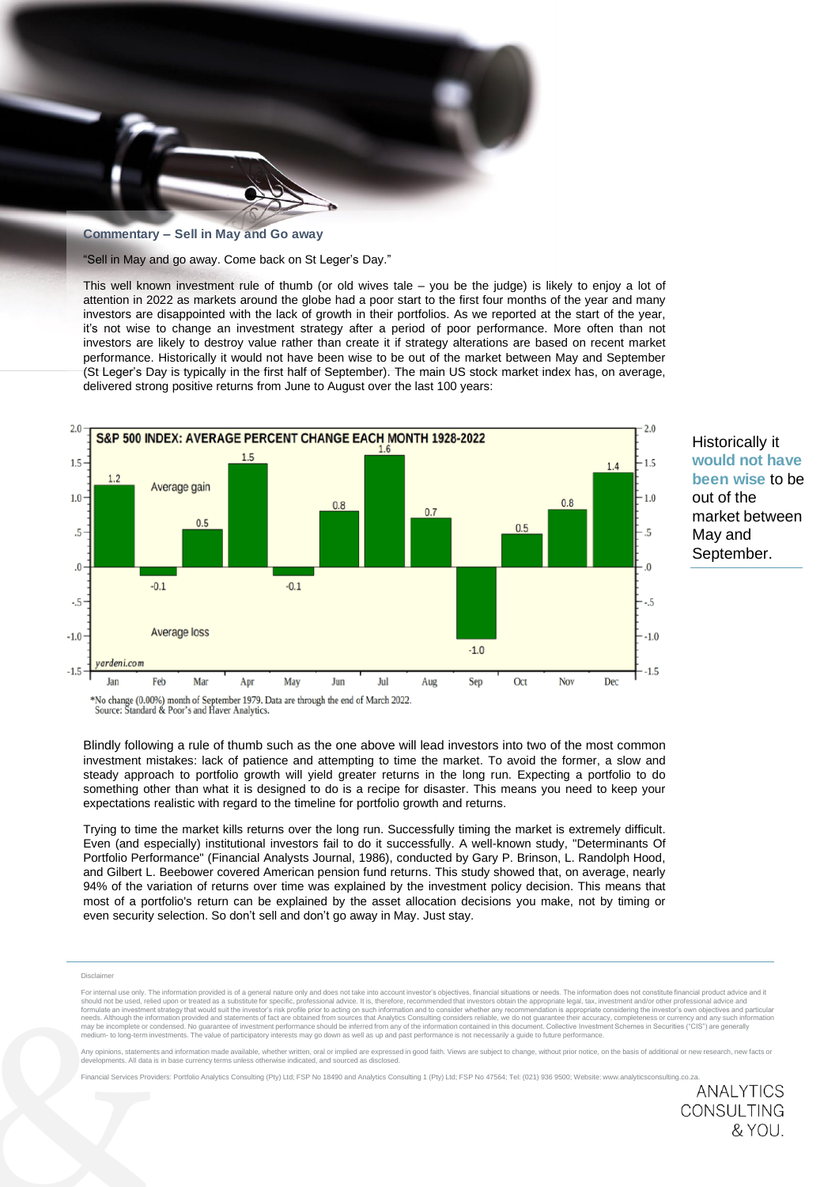**Commentary – Sell in May and Go away**

"Sell in May and go away. Come back on St Leger's Day."

This well known investment rule of thumb (or old wives tale – you be the judge) is likely to enjoy a lot of attention in 2022 as markets around the globe had a poor start to the first four months of the year and many investors are disappointed with the lack of growth in their portfolios. As we reported at the start of the year, it's not wise to change an investment strategy after a period of poor performance. More often than not investors are likely to destroy value rather than create it if strategy alterations are based on recent market performance. Historically it would not have been wise to be out of the market between May and September (St Leger's Day is typically in the first half of September). The main US stock market index has, on average, delivered strong positive returns from June to August over the last 100 years:

S&P 500 INDEX: AVERAGE PERCENT CHANGE EACH MONTH 1928-2022

Average gain

Average loss

Jan 1.2

Feb -0.1

Mar 0.5

Apr 1.5

May -0.1

Jun 0.8

Jul 1.6

Aug 0.7

Sep -1.0

Oct 0.5

Nov 0.8

Dec 1.4

yardeni.com

\*No change (0.00%) month of September 1979. Data are through the end of March 2022.
Source: Standard & Poor's and Haver Analytics.

Historically it **would not have been wise** to be out of the market between May and September.

Blindly following a rule of thumb such as the one above will lead investors into two of the most common investment mistakes: lack of patience and attempting to time the market. To avoid the former, a slow and steady approach to portfolio growth will yield greater returns in the long run. Expecting a portfolio to do something other than what it is designed to do is a recipe for disaster. This means you need to keep your expectations realistic with regard to the timeline for portfolio growth and returns.

Trying to time the market kills returns over the long run. Successfully timing the market is extremely difficult. Even (and especially) institutional investors fail to do it successfully. A well-known study, "Determinants Of Portfolio Performance" (Financial Analysts Journal, 1986), conducted by Gary P. Brinson, L. Randolph Hood, and Gilbert L. Beebower covered American pension fund returns. This study showed that, on average, nearly 94% of the variation of returns over time was explained by the investment policy decision. This means that most of a portfolio's return can be explained by the asset allocation decisions you make, not by timing or even security selection. So don't sell and don't go away in May. Just stay.

Disclaimer

For internal use only. The information provided is of a general nature only and does not take into account investor's objectives, financial situations or needs. The information does not constitute financial product advice and it should not be used, relied upon or treated as a substitute for specific, professional advice. It is, therefore, recommended that investors obtain the appropriate legal, tax, investment and/or other professional advice and formulate an investment strategy that would suit the investor's risk profile prior to acting on such information and to consider whether any recommendation is appropriate considering the investor's own objectives and particular needs. Although the information provided and statements of fact are obtained from sources that Analytics Consulting considers reliable, we do not guarantee their accuracy, completeness or currency and any such information may be incomplete or condensed. No guarantee of investment performance should be inferred from any of the information contained in this document. Collective Investment Schemes in Securities ("CIS") are generally medium- to long-term investments. The value of participatory interests may go down as well as up and past performance is not necessarily a guide to future performance.

Any opinions, statements and information made available, whether written, oral or implied are expressed in good faith. Views are subject to change, without prior notice, on the basis of additional or new research, new facts or developments. All data is in base currency terms unless otherwise indicated, and sourced as disclosed.

Financial Services Providers: Portfolio Analytics Consulting (Pty) Ltd; FSP No 18490 and Analytics Consulting 1 (Pty) Ltd; FSP No 47564; Tel: (021) 936 9500; Website: www.analyticsconsulting.co.za.

ANALYTICS CONSULTING & YOU.